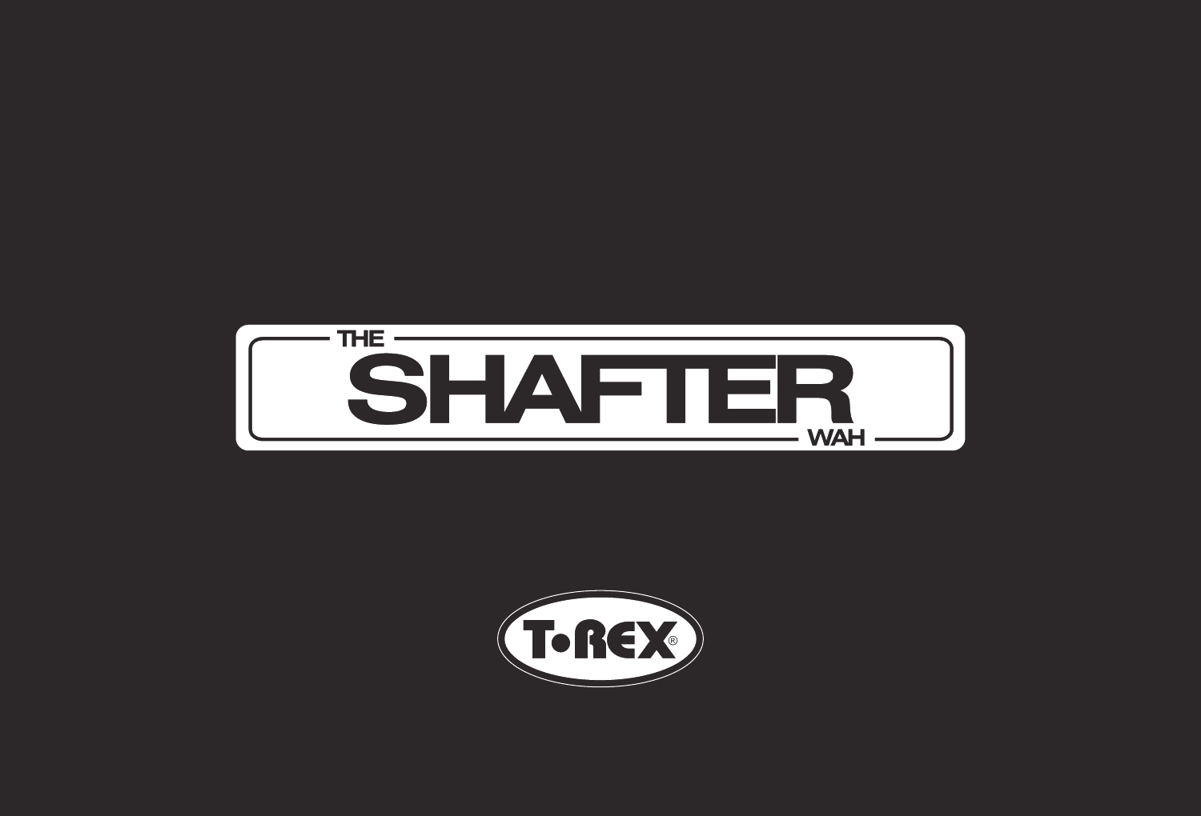# THE SHAFTER WAH

T-REX®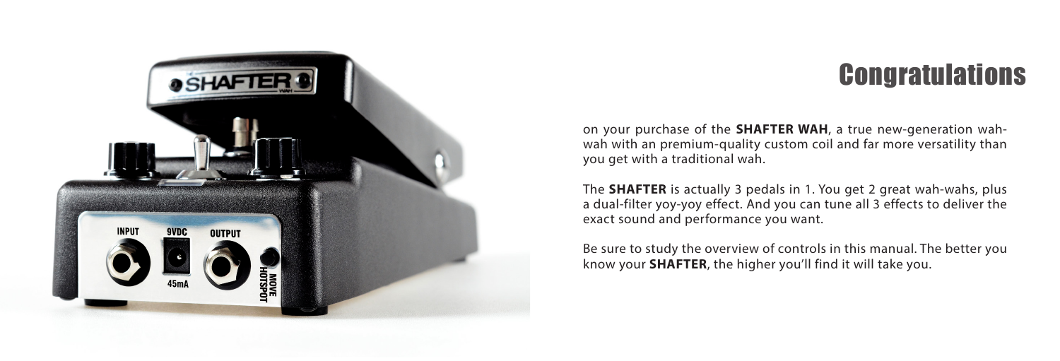# Congratulations

on your purchase of the **SHAFTER WAH**, a true new-generation wah-wah with an premium-quality custom coil and far more versatility than you get with a traditional wah.

The **SHAFTER** is actually 3 pedals in 1. You get 2 great wah-wahs, plus a dual-filter yoy-yoy effect. And you can tune all 3 effects to deliver the exact sound and performance you want.

Be sure to study the overview of controls in this manual. The better you know your **SHAFTER**, the higher you'll find it will take you.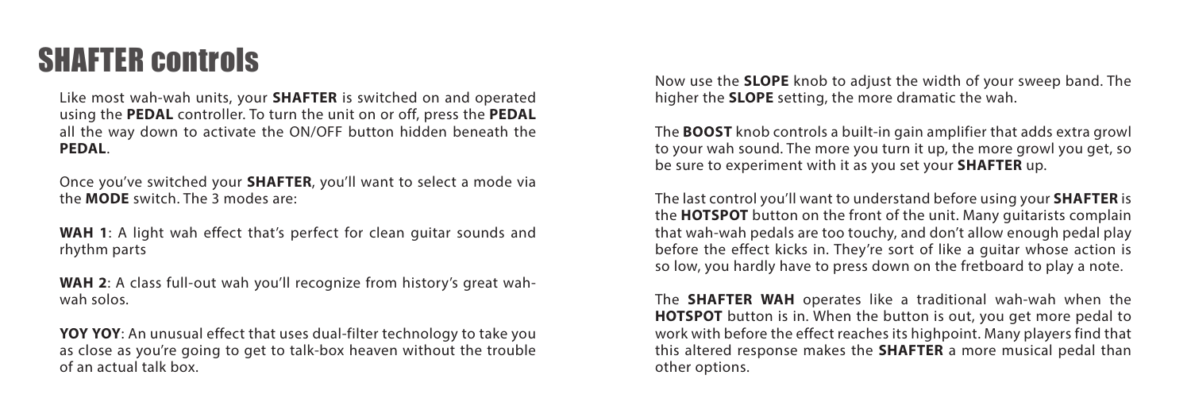# SHAFTER controls

Like most wah-wah units, your **SHAFTER** is switched on and operated using the **PEDAL** controller. To turn the unit on or off, press the **PEDAL** all the way down to activate the ON/OFF button hidden beneath the **PEDAL**.

Once you've switched your **SHAFTER**, you'll want to select a mode via the **MODE** switch. The 3 modes are:

**WAH 1**: A light wah effect that's perfect for clean guitar sounds and rhythm parts

**WAH 2**: A class full-out wah you'll recognize from history's great wah-wah solos.

**YOY YOY**: An unusual effect that uses dual-filter technology to take you as close as you're going to get to talk-box heaven without the trouble of an actual talk box.

Now use the **SLOPE** knob to adjust the width of your sweep band. The higher the **SLOPE** setting, the more dramatic the wah.

The **BOOST** knob controls a built-in gain amplifier that adds extra growl to your wah sound. The more you turn it up, the more growl you get, so be sure to experiment with it as you set your **SHAFTER** up.

The last control you'll want to understand before using your **SHAFTER** is the **HOTSPOT** button on the front of the unit. Many guitarists complain that wah-wah pedals are too touchy, and don't allow enough pedal play before the effect kicks in. They're sort of like a guitar whose action is so low, you hardly have to press down on the fretboard to play a note.

The **SHAFTER WAH** operates like a traditional wah-wah when the **HOTSPOT** button is in. When the button is out, you get more pedal to work with before the effect reaches its highpoint. Many players find that this altered response makes the **SHAFTER** a more musical pedal than other options.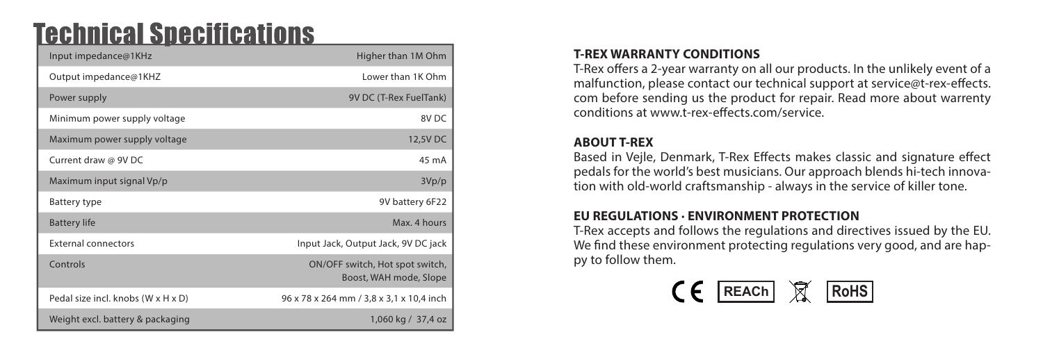# Technical Specifications

| | |
|---|---|
| Input impedance@1KHz | Higher than 1M Ohm |
| Output impedance@1KHZ | Lower than 1K Ohm |
| Power supply | 9V DC (T-Rex FuelTank) |
| Minimum power supply voltage | 8V DC |
| Maximum power supply voltage | 12,5V DC |
| Current draw @ 9V DC | 45 mA |
| Maximum input signal Vp/p | 3Vp/p |
| Battery type | 9V battery 6F22 |
| Battery life | Max. 4 hours |
| External connectors | Input Jack, Output Jack, 9V DC jack |
| Controls | ON/OFF switch, Hot spot switch, Boost, WAH mode, Slope |
| Pedal size incl. knobs (W x H x D) | 96 x 78 x 264 mm / 3,8 x 3,1 x 10,4 inch |
| Weight excl. battery & packaging | 1,060 kg / 37,4 oz |

**T-REX WARRANTY CONDITIONS**

T-Rex offers a 2-year warranty on all our products. In the unlikely event of a malfunction, please contact our technical support at service@t-rex-effects.com before sending us the product for repair. Read more about warrenty conditions at www.t-rex-effects.com/service.

**ABOUT T-REX**

Based in Vejle, Denmark, T-Rex Effects makes classic and signature effect pedals for the world's best musicians. Our approach blends hi-tech innovation with old-world craftsmanship - always in the service of killer tone.

**EU REGULATIONS · ENVIRONMENT PROTECTION**

T-Rex accepts and follows the regulations and directives issued by the EU. We find these environment protecting regulations very good, and are happy to follow them.

CE REACh RoHS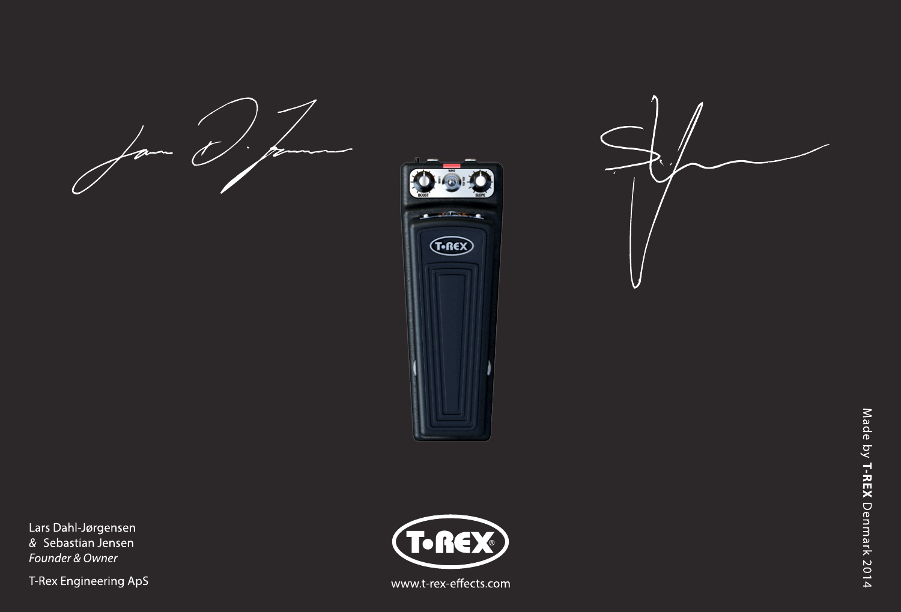Lars Dahl-Jørgensen
& Sebastian Jensen
*Founder & Owner*

T-Rex Engineering ApS

www.t-rex-effects.com

Made by **T-REX** Denmark 2014